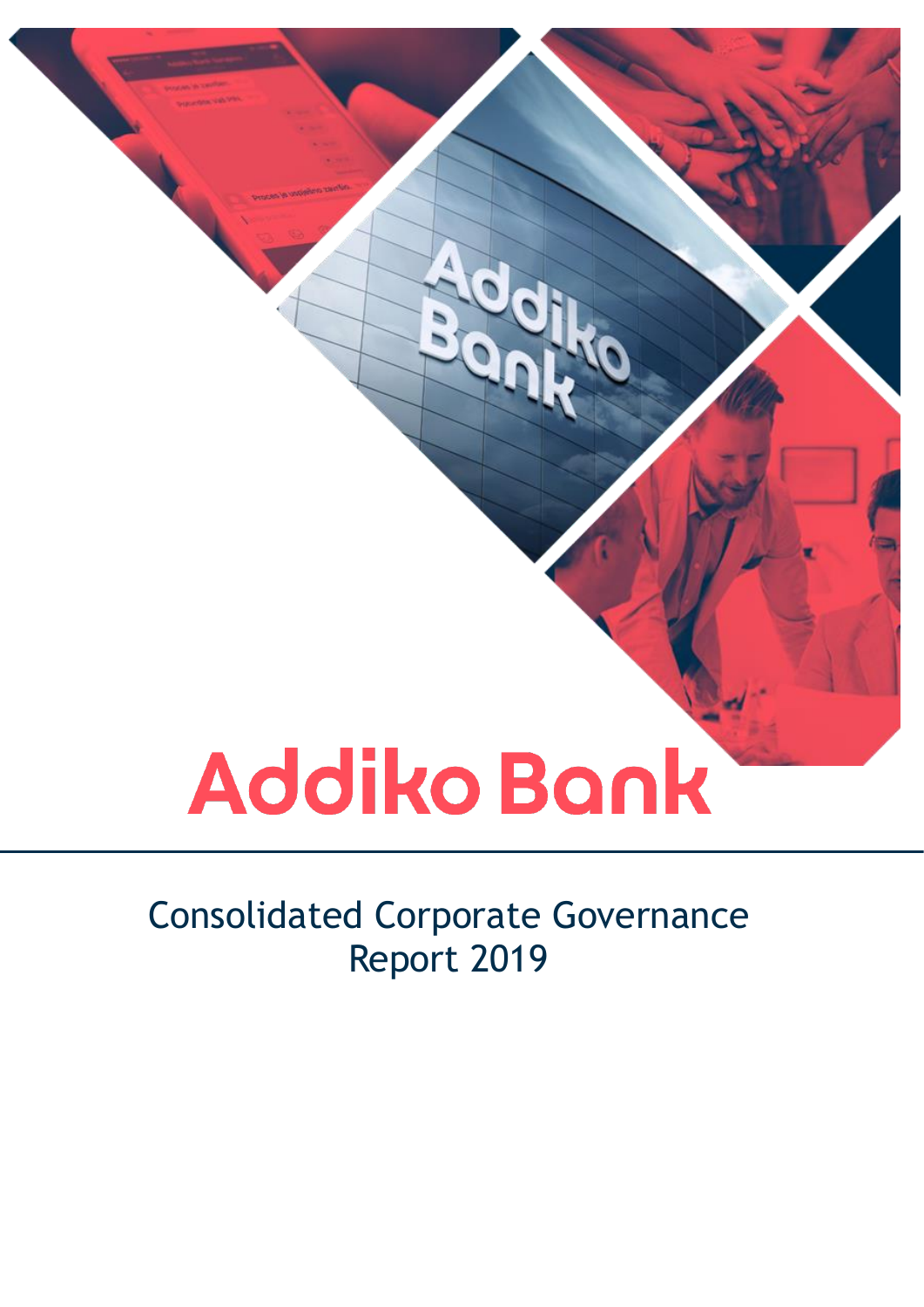# Addiko Bank

## Consolidated Corporate Governance Report 2019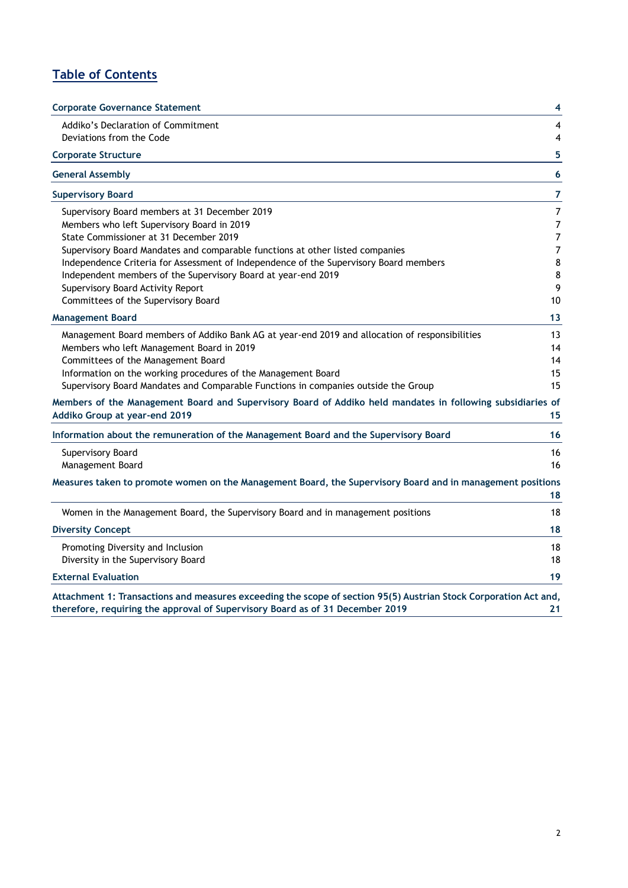## Table of Contents

| | |
|---|---|
| **Corporate Governance Statement** | **4** |
| Addiko's Declaration of Commitment | 4 |
| Deviations from the Code | 4 |
| **Corporate Structure** | **5** |
| **General Assembly** | **6** |
| **Supervisory Board** | **7** |
| Supervisory Board members at 31 December 2019 | 7 |
| Members who left Supervisory Board in 2019 | 7 |
| State Commissioner at 31 December 2019 | 7 |
| Supervisory Board Mandates and comparable functions at other listed companies | 7 |
| Independence Criteria for Assessment of Independence of the Supervisory Board members | 8 |
| Independent members of the Supervisory Board at year-end 2019 | 8 |
| Supervisory Board Activity Report | 9 |
| Committees of the Supervisory Board | 10 |
| **Management Board** | **13** |
| Management Board members of Addiko Bank AG at year-end 2019 and allocation of responsibilities | 13 |
| Members who left Management Board in 2019 | 14 |
| Committees of the Management Board | 14 |
| Information on the working procedures of the Management Board | 15 |
| Supervisory Board Mandates and Comparable Functions in companies outside the Group | 15 |
| **Members of the Management Board and Supervisory Board of Addiko held mandates in following subsidiaries of Addiko Group at year-end 2019** | **15** |
| **Information about the remuneration of the Management Board and the Supervisory Board** | **16** |
| Supervisory Board | 16 |
| Management Board | 16 |
| **Measures taken to promote women on the Management Board, the Supervisory Board and in management positions** | **18** |
| Women in the Management Board, the Supervisory Board and in management positions | 18 |
| **Diversity Concept** | **18** |
| Promoting Diversity and Inclusion | 18 |
| Diversity in the Supervisory Board | 18 |
| **External Evaluation** | **19** |
| **Attachment 1: Transactions and measures exceeding the scope of section 95(5) Austrian Stock Corporation Act and, therefore, requiring the approval of Supervisory Board as of 31 December 2019** | **21** |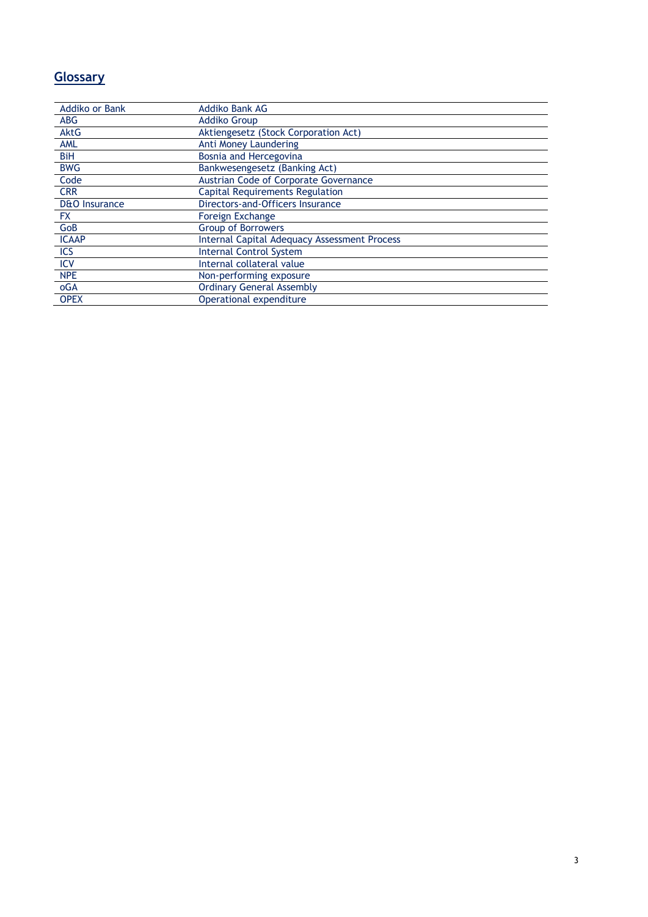# Glossary

| | |
|---|---|
| Addiko or Bank | Addiko Bank AG |
| ABG | Addiko Group |
| AktG | Aktiengesetz (Stock Corporation Act) |
| AML | Anti Money Laundering |
| BiH | Bosnia and Hercegovina |
| BWG | Bankwesengesetz (Banking Act) |
| Code | Austrian Code of Corporate Governance |
| CRR | Capital Requirements Regulation |
| D&O Insurance | Directors-and-Officers Insurance |
| FX | Foreign Exchange |
| GoB | Group of Borrowers |
| ICAAP | Internal Capital Adequacy Assessment Process |
| ICS | Internal Control System |
| ICV | Internal collateral value |
| NPE | Non-performing exposure |
| oGA | Ordinary General Assembly |
| OPEX | Operational expenditure |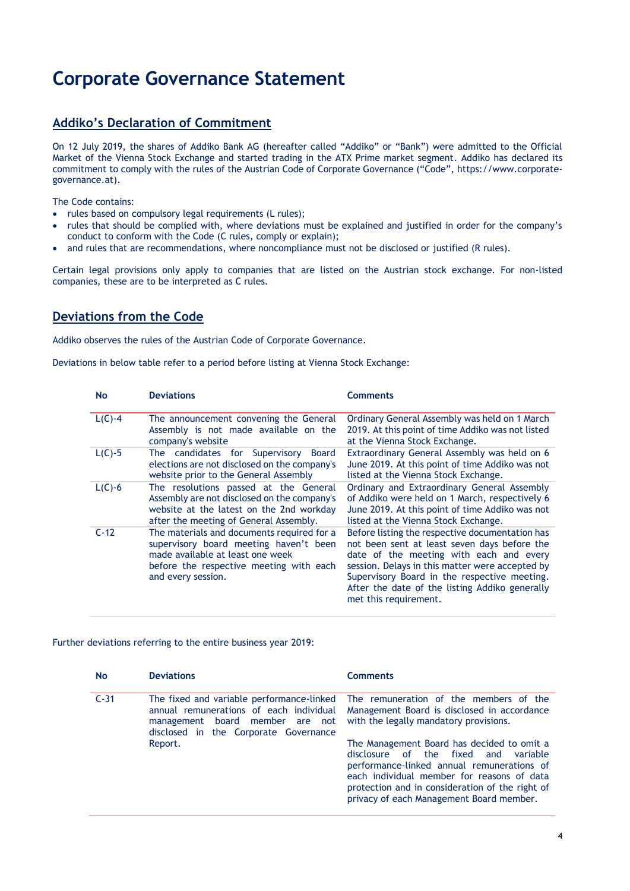# Corporate Governance Statement

## Addiko's Declaration of Commitment

On 12 July 2019, the shares of Addiko Bank AG (hereafter called "Addiko" or "Bank") were admitted to the Official Market of the Vienna Stock Exchange and started trading in the ATX Prime market segment. Addiko has declared its commitment to comply with the rules of the Austrian Code of Corporate Governance ("Code", https://www.corporate-governance.at).

The Code contains:

- rules based on compulsory legal requirements (L rules);
- rules that should be complied with, where deviations must be explained and justified in order for the company's conduct to conform with the Code (C rules, comply or explain);
- and rules that are recommendations, where noncompliance must not be disclosed or justified (R rules).

Certain legal provisions only apply to companies that are listed on the Austrian stock exchange. For non-listed companies, these are to be interpreted as C rules.

## Deviations from the Code

Addiko observes the rules of the Austrian Code of Corporate Governance.

Deviations in below table refer to a period before listing at Vienna Stock Exchange:

| No | Deviations | Comments |
|---|---|---|
| L(C)-4 | The announcement convening the General Assembly is not made available on the company's website | Ordinary General Assembly was held on 1 March 2019. At this point of time Addiko was not listed at the Vienna Stock Exchange. |
| L(C)-5 | The candidates for Supervisory Board elections are not disclosed on the company's website prior to the General Assembly | Extraordinary General Assembly was held on 6 June 2019. At this point of time Addiko was not listed at the Vienna Stock Exchange. |
| L(C)-6 | The resolutions passed at the General Assembly are not disclosed on the company's website at the latest on the 2nd workday after the meeting of General Assembly. | Ordinary and Extraordinary General Assembly of Addiko were held on 1 March, respectively 6 June 2019. At this point of time Addiko was not listed at the Vienna Stock Exchange. |
| C-12 | The materials and documents required for a supervisory board meeting haven't been made available at least one week before the respective meeting with each and every session. | Before listing the respective documentation has not been sent at least seven days before the date of the meeting with each and every session. Delays in this matter were accepted by Supervisory Board in the respective meeting. After the date of the listing Addiko generally met this requirement. |

Further deviations referring to the entire business year 2019:

| No | Deviations | Comments |
|---|---|---|
| C-31 | The fixed and variable performance-linked annual remunerations of each individual management board member are not disclosed in the Corporate Governance Report. | The remuneration of the members of the Management Board is disclosed in accordance with the legally mandatory provisions.<br><br>The Management Board has decided to omit a disclosure of the fixed and variable performance-linked annual remunerations of each individual member for reasons of data protection and in consideration of the right of privacy of each Management Board member. |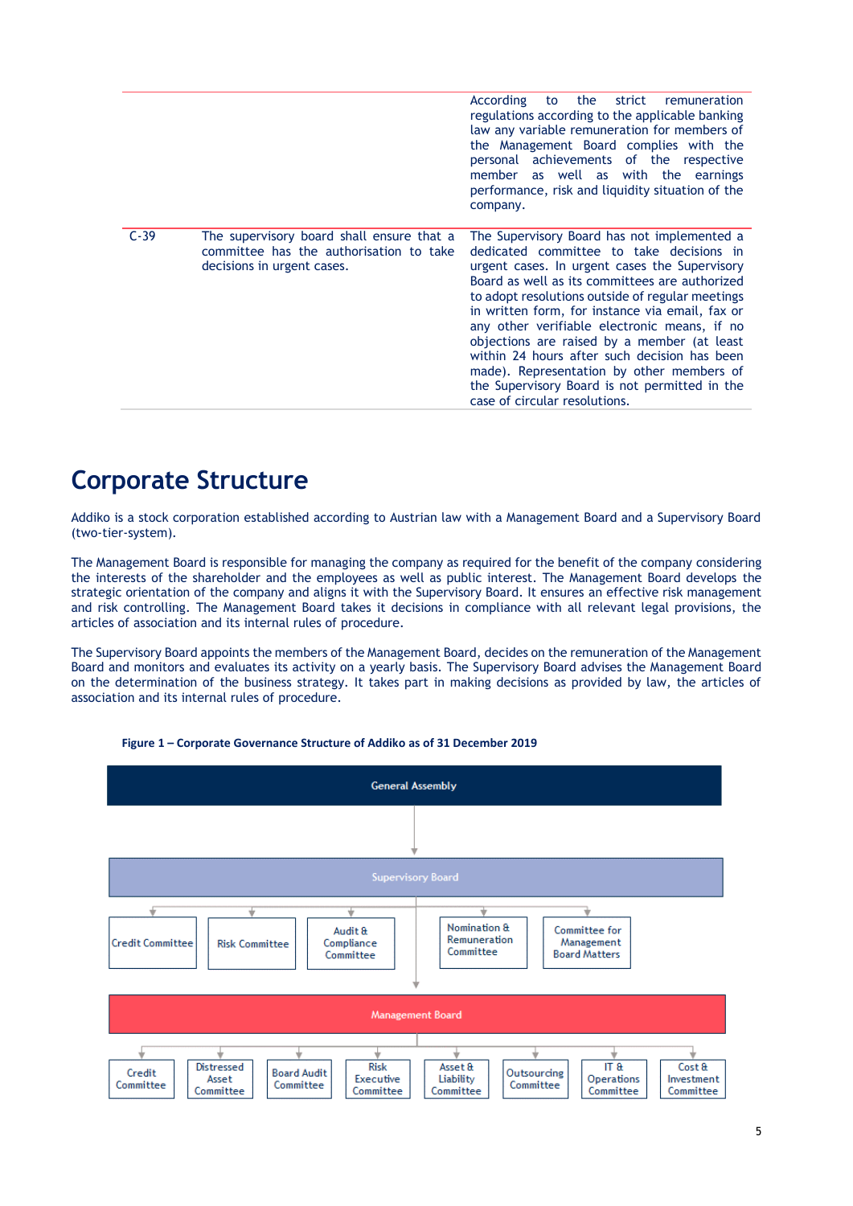| | | |
|---|---|---|
| | | According to the strict remuneration regulations according to the applicable banking law any variable remuneration for members of the Management Board complies with the personal achievements of the respective member as well as with the earnings performance, risk and liquidity situation of the company. |
| C-39 | The supervisory board shall ensure that a committee has the authorisation to take decisions in urgent cases. | The Supervisory Board has not implemented a dedicated committee to take decisions in urgent cases. In urgent cases the Supervisory Board as well as its committees are authorized to adopt resolutions outside of regular meetings in written form, for instance via email, fax or any other verifiable electronic means, if no objections are raised by a member (at least within 24 hours after such decision has been made). Representation by other members of the Supervisory Board is not permitted in the case of circular resolutions. |

# Corporate Structure

Addiko is a stock corporation established according to Austrian law with a Management Board and a Supervisory Board (two-tier-system).

The Management Board is responsible for managing the company as required for the benefit of the company considering the interests of the shareholder and the employees as well as public interest. The Management Board develops the strategic orientation of the company and aligns it with the Supervisory Board. It ensures an effective risk management and risk controlling. The Management Board takes it decisions in compliance with all relevant legal provisions, the articles of association and its internal rules of procedure.

The Supervisory Board appoints the members of the Management Board, decides on the remuneration of the Management Board and monitors and evaluates its activity on a yearly basis. The Supervisory Board advises the Management Board on the determination of the business strategy. It takes part in making decisions as provided by law, the articles of association and its internal rules of procedure.

**Figure 1 – Corporate Governance Structure of Addiko as of 31 December 2019**

General Assembly

Supervisory Board

- Credit Committee
- Risk Committee
- Audit & Compliance Committee
- Nomination & Remuneration Committee
- Committee for Management Board Matters

Management Board

- Credit Committee
- Distressed Asset Committee
- Board Audit Committee
- Risk Executive Committee
- Asset & Liability Committee
- Outsourcing Committee
- IT & Operations Committee
- Cost & Investment Committee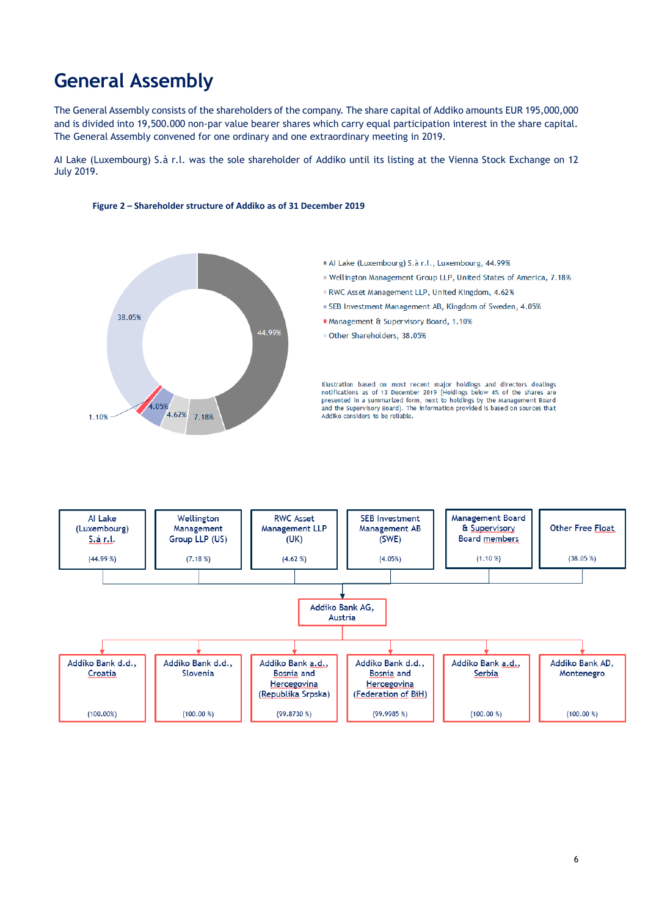# General Assembly

The General Assembly consists of the shareholders of the company. The share capital of Addiko amounts EUR 195,000,000 and is divided into 19,500.000 non-par value bearer shares which carry equal participation interest in the share capital. The General Assembly convened for one ordinary and one extraordinary meeting in 2019.

Al Lake (Luxembourg) S.à r.l. was the sole shareholder of Addiko until its listing at the Vienna Stock Exchange on 12 July 2019.

**Figure 2 – Shareholder structure of Addiko as of 31 December 2019**

- Al Lake (Luxembourg) S.à r.l., Luxembourg, 44.99%
- Wellington Management Group LLP, United States of America, 7.18%
- RWC Asset Management LLP, United Kingdom, 4.62%
- SEB Investment Management AB, Kingdom of Sweden, 4.05%
- Management & Supervisory Board, 1.10%
- Other Shareholders, 38.05%

Illustration based on most recent major holdings and directors dealings notifications as of 13 December 2019 (Holdings below 4% of the shares are presented in a summarized form, next to holdings by the Management Board and the Supervisory Board). The information provided is based on sources that Addiko considers to be reliable.

| Al Lake (Luxembourg) S.à r.l. | Wellington Management Group LLP (US) | RWC Asset Management LLP (UK) | SEB Investment Management AB (SWE) | Management Board & Supervisory Board members | Other Free Float |
|---|---|---|---|---|---|
| (44.99 %) | (7.18 %) | (4.62 %) | (4.05%) | (1.10 %) | (38.05 %) |

**Addiko Bank AG, Austria**

| Addiko Bank d.d., Croatia | Addiko Bank d.d., Slovenia | Addiko Bank a.d., Bosnia and Hercegovina (Republika Srpska) | Addiko Bank d.d., Bosnia and Hercegovina (Federation of BiH) | Addiko Bank a.d., Serbia | Addiko Bank AD, Montenegro |
|---|---|---|---|---|---|
| (100.00%) | (100.00 %) | (99.8730 %) | (99.9985 %) | (100.00 %) | (100.00 %) |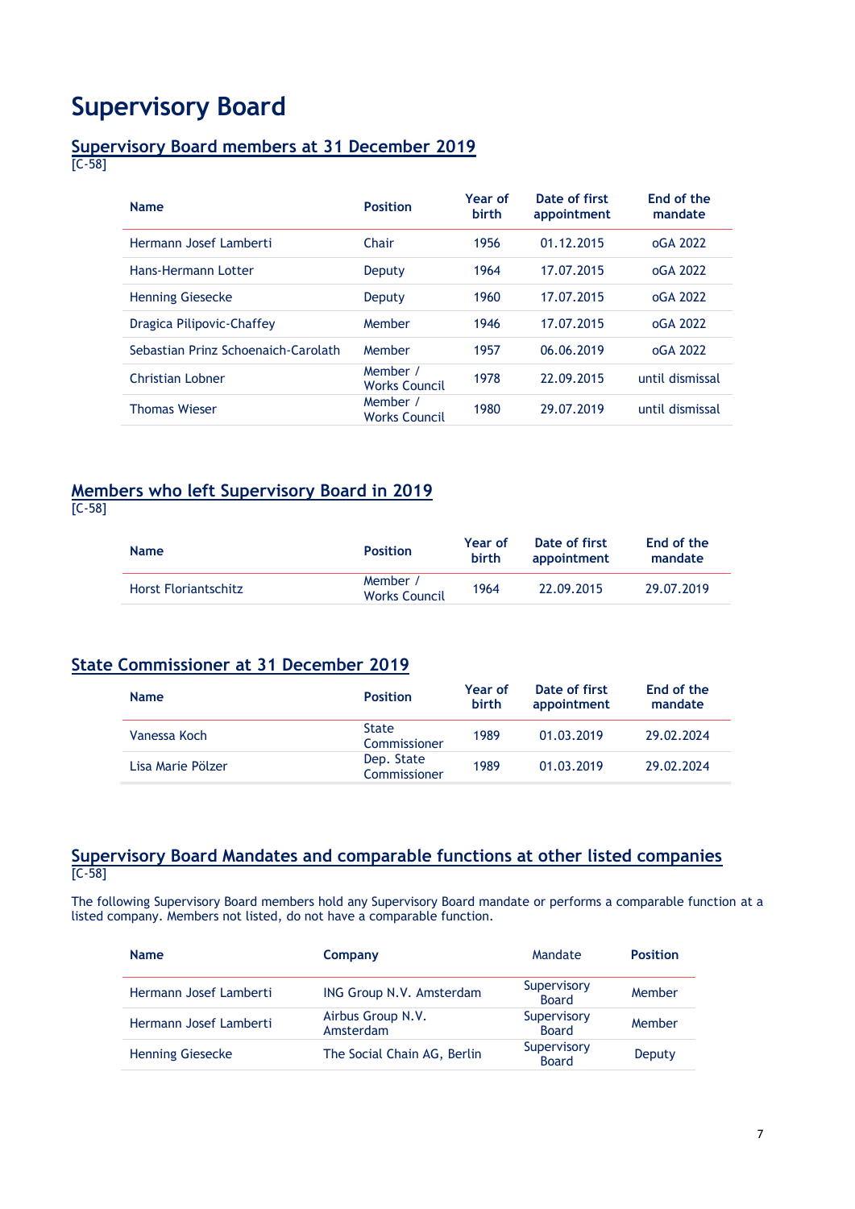# Supervisory Board

## Supervisory Board members at 31 December 2019

[C-58]

| Name | Position | Year of birth | Date of first appointment | End of the mandate |
|---|---|---|---|---|
| Hermann Josef Lamberti | Chair | 1956 | 01.12.2015 | oGA 2022 |
| Hans-Hermann Lotter | Deputy | 1964 | 17.07.2015 | oGA 2022 |
| Henning Giesecke | Deputy | 1960 | 17.07.2015 | oGA 2022 |
| Dragica Pilipovic-Chaffey | Member | 1946 | 17.07.2015 | oGA 2022 |
| Sebastian Prinz Schoenaich-Carolath | Member | 1957 | 06.06.2019 | oGA 2022 |
| Christian Lobner | Member / Works Council | 1978 | 22.09.2015 | until dismissal |
| Thomas Wieser | Member / Works Council | 1980 | 29.07.2019 | until dismissal |

## Members who left Supervisory Board in 2019

[C-58]

| Name | Position | Year of birth | Date of first appointment | End of the mandate |
|---|---|---|---|---|
| Horst Floriantschitz | Member / Works Council | 1964 | 22.09.2015 | 29.07.2019 |

## State Commissioner at 31 December 2019

| Name | Position | Year of birth | Date of first appointment | End of the mandate |
|---|---|---|---|---|
| Vanessa Koch | State Commissioner | 1989 | 01.03.2019 | 29.02.2024 |
| Lisa Marie Pölzer | Dep. State Commissioner | 1989 | 01.03.2019 | 29.02.2024 |

## Supervisory Board Mandates and comparable functions at other listed companies

[C-58]

The following Supervisory Board members hold any Supervisory Board mandate or performs a comparable function at a listed company. Members not listed, do not have a comparable function.

| Name | Company | Mandate | Position |
|---|---|---|---|
| Hermann Josef Lamberti | ING Group N.V. Amsterdam | Supervisory Board | Member |
| Hermann Josef Lamberti | Airbus Group N.V. Amsterdam | Supervisory Board | Member |
| Henning Giesecke | The Social Chain AG, Berlin | Supervisory Board | Deputy |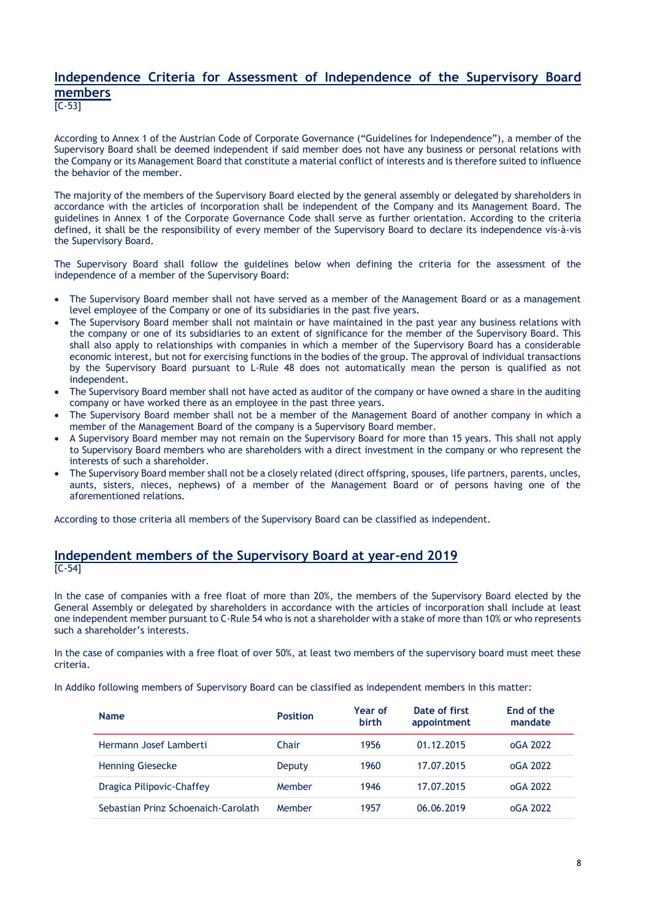## Independence Criteria for Assessment of Independence of the Supervisory Board members

[C-53]

According to Annex 1 of the Austrian Code of Corporate Governance ("Guidelines for Independence"), a member of the Supervisory Board shall be deemed independent if said member does not have any business or personal relations with the Company or its Management Board that constitute a material conflict of interests and is therefore suited to influence the behavior of the member.

The majority of the members of the Supervisory Board elected by the general assembly or delegated by shareholders in accordance with the articles of incorporation shall be independent of the Company and its Management Board. The guidelines in Annex 1 of the Corporate Governance Code shall serve as further orientation. According to the criteria defined, it shall be the responsibility of every member of the Supervisory Board to declare its independence vis-à-vis the Supervisory Board.

The Supervisory Board shall follow the guidelines below when defining the criteria for the assessment of the independence of a member of the Supervisory Board:

- The Supervisory Board member shall not have served as a member of the Management Board or as a management level employee of the Company or one of its subsidiaries in the past five years.
- The Supervisory Board member shall not maintain or have maintained in the past year any business relations with the company or one of its subsidiaries to an extent of significance for the member of the Supervisory Board. This shall also apply to relationships with companies in which a member of the Supervisory Board has a considerable economic interest, but not for exercising functions in the bodies of the group. The approval of individual transactions by the Supervisory Board pursuant to L-Rule 48 does not automatically mean the person is qualified as not independent.
- The Supervisory Board member shall not have acted as auditor of the company or have owned a share in the auditing company or have worked there as an employee in the past three years.
- The Supervisory Board member shall not be a member of the Management Board of another company in which a member of the Management Board of the company is a Supervisory Board member.
- A Supervisory Board member may not remain on the Supervisory Board for more than 15 years. This shall not apply to Supervisory Board members who are shareholders with a direct investment in the company or who represent the interests of such a shareholder.
- The Supervisory Board member shall not be a closely related (direct offspring, spouses, life partners, parents, uncles, aunts, sisters, nieces, nephews) of a member of the Management Board or of persons having one of the aforementioned relations.

According to those criteria all members of the Supervisory Board can be classified as independent.

## Independent members of the Supervisory Board at year-end 2019

[C-54]

In the case of companies with a free float of more than 20%, the members of the Supervisory Board elected by the General Assembly or delegated by shareholders in accordance with the articles of incorporation shall include at least one independent member pursuant to C-Rule 54 who is not a shareholder with a stake of more than 10% or who represents such a shareholder's interests.

In the case of companies with a free float of over 50%, at least two members of the supervisory board must meet these criteria.

In Addiko following members of Supervisory Board can be classified as independent members in this matter:

| Name | Position | Year of birth | Date of first appointment | End of the mandate |
|---|---|---|---|---|
| Hermann Josef Lamberti | Chair | 1956 | 01.12.2015 | oGA 2022 |
| Henning Giesecke | Deputy | 1960 | 17.07.2015 | oGA 2022 |
| Dragica Pilipovic-Chaffey | Member | 1946 | 17.07.2015 | oGA 2022 |
| Sebastian Prinz Schoenaich-Carolath | Member | 1957 | 06.06.2019 | oGA 2022 |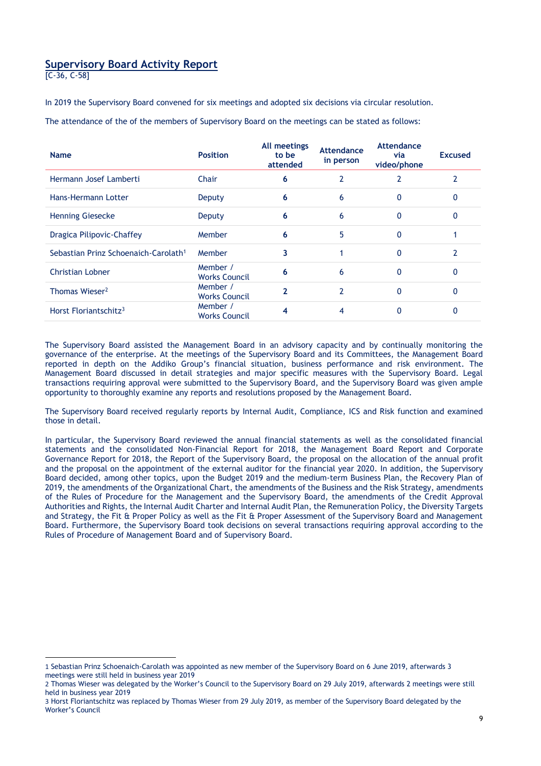## Supervisory Board Activity Report

[C-36, C-58]

In 2019 the Supervisory Board convened for six meetings and adopted six decisions via circular resolution.

The attendance of the of the members of Supervisory Board on the meetings can be stated as follows:

| Name | Position | All meetings to be attended | Attendance in person | Attendance via video/phone | Excused |
|---|---|---|---|---|---|
| Hermann Josef Lamberti | Chair | **6** | 2 | 2 | 2 |
| Hans-Hermann Lotter | Deputy | **6** | 6 | 0 | 0 |
| Henning Giesecke | Deputy | **6** | 6 | 0 | 0 |
| Dragica Pilipovic-Chaffey | Member | **6** | 5 | 0 | 1 |
| Sebastian Prinz Schoenaich-Carolath[1] | Member | **3** | 1 | 0 | 2 |
| Christian Lobner | Member / Works Council | **6** | 6 | 0 | 0 |
| Thomas Wieser[2] | Member / Works Council | **2** | 2 | 0 | 0 |
| Horst Floriantschitz[3] | Member / Works Council | **4** | 4 | 0 | 0 |

The Supervisory Board assisted the Management Board in an advisory capacity and by continually monitoring the governance of the enterprise. At the meetings of the Supervisory Board and its Committees, the Management Board reported in depth on the Addiko Group's financial situation, business performance and risk environment. The Management Board discussed in detail strategies and major specific measures with the Supervisory Board. Legal transactions requiring approval were submitted to the Supervisory Board, and the Supervisory Board was given ample opportunity to thoroughly examine any reports and resolutions proposed by the Management Board.

The Supervisory Board received regularly reports by Internal Audit, Compliance, ICS and Risk function and examined those in detail.

In particular, the Supervisory Board reviewed the annual financial statements as well as the consolidated financial statements and the consolidated Non-Financial Report for 2018, the Management Board Report and Corporate Governance Report for 2018, the Report of the Supervisory Board, the proposal on the allocation of the annual profit and the proposal on the appointment of the external auditor for the financial year 2020. In addition, the Supervisory Board decided, among other topics, upon the Budget 2019 and the medium-term Business Plan, the Recovery Plan of 2019, the amendments of the Organizational Chart, the amendments of the Business and the Risk Strategy, amendments of the Rules of Procedure for the Management and the Supervisory Board, the amendments of the Credit Approval Authorities and Rights, the Internal Audit Charter and Internal Audit Plan, the Remuneration Policy, the Diversity Targets and Strategy, the Fit & Proper Policy as well as the Fit & Proper Assessment of the Supervisory Board and Management Board. Furthermore, the Supervisory Board took decisions on several transactions requiring approval according to the Rules of Procedure of Management Board and of Supervisory Board.

---

1 Sebastian Prinz Schoenaich-Carolath was appointed as new member of the Supervisory Board on 6 June 2019, afterwards 3 meetings were still held in business year 2019

2 Thomas Wieser was delegated by the Worker's Council to the Supervisory Board on 29 July 2019, afterwards 2 meetings were still held in business year 2019

3 Horst Floriantschitz was replaced by Thomas Wieser from 29 July 2019, as member of the Supervisory Board delegated by the Worker's Council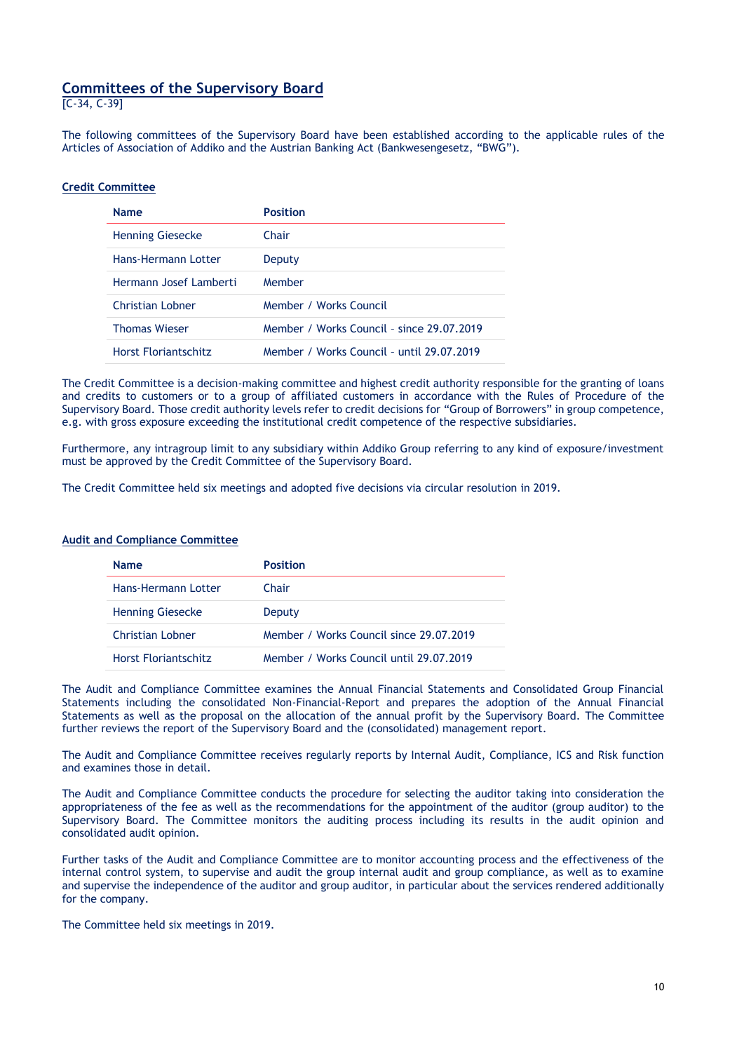## Committees of the Supervisory Board

[C-34, C-39]

The following committees of the Supervisory Board have been established according to the applicable rules of the Articles of Association of Addiko and the Austrian Banking Act (Bankwesengesetz, “BWG”).

### Credit Committee

| Name | Position |
| --- | --- |
| Henning Giesecke | Chair |
| Hans-Hermann Lotter | Deputy |
| Hermann Josef Lamberti | Member |
| Christian Lobner | Member / Works Council |
| Thomas Wieser | Member / Works Council – since 29.07.2019 |
| Horst Floriantschitz | Member / Works Council – until 29.07.2019 |

The Credit Committee is a decision-making committee and highest credit authority responsible for the granting of loans and credits to customers or to a group of affiliated customers in accordance with the Rules of Procedure of the Supervisory Board. Those credit authority levels refer to credit decisions for “Group of Borrowers” in group competence, e.g. with gross exposure exceeding the institutional credit competence of the respective subsidiaries.

Furthermore, any intragroup limit to any subsidiary within Addiko Group referring to any kind of exposure/investment must be approved by the Credit Committee of the Supervisory Board.

The Credit Committee held six meetings and adopted five decisions via circular resolution in 2019.

### Audit and Compliance Committee

| Name | Position |
| --- | --- |
| Hans-Hermann Lotter | Chair |
| Henning Giesecke | Deputy |
| Christian Lobner | Member / Works Council since 29.07.2019 |
| Horst Floriantschitz | Member / Works Council until 29.07.2019 |

The Audit and Compliance Committee examines the Annual Financial Statements and Consolidated Group Financial Statements including the consolidated Non-Financial-Report and prepares the adoption of the Annual Financial Statements as well as the proposal on the allocation of the annual profit by the Supervisory Board. The Committee further reviews the report of the Supervisory Board and the (consolidated) management report.

The Audit and Compliance Committee receives regularly reports by Internal Audit, Compliance, ICS and Risk function and examines those in detail.

The Audit and Compliance Committee conducts the procedure for selecting the auditor taking into consideration the appropriateness of the fee as well as the recommendations for the appointment of the auditor (group auditor) to the Supervisory Board. The Committee monitors the auditing process including its results in the audit opinion and consolidated audit opinion.

Further tasks of the Audit and Compliance Committee are to monitor accounting process and the effectiveness of the internal control system, to supervise and audit the group internal audit and group compliance, as well as to examine and supervise the independence of the auditor and group auditor, in particular about the services rendered additionally for the company.

The Committee held six meetings in 2019.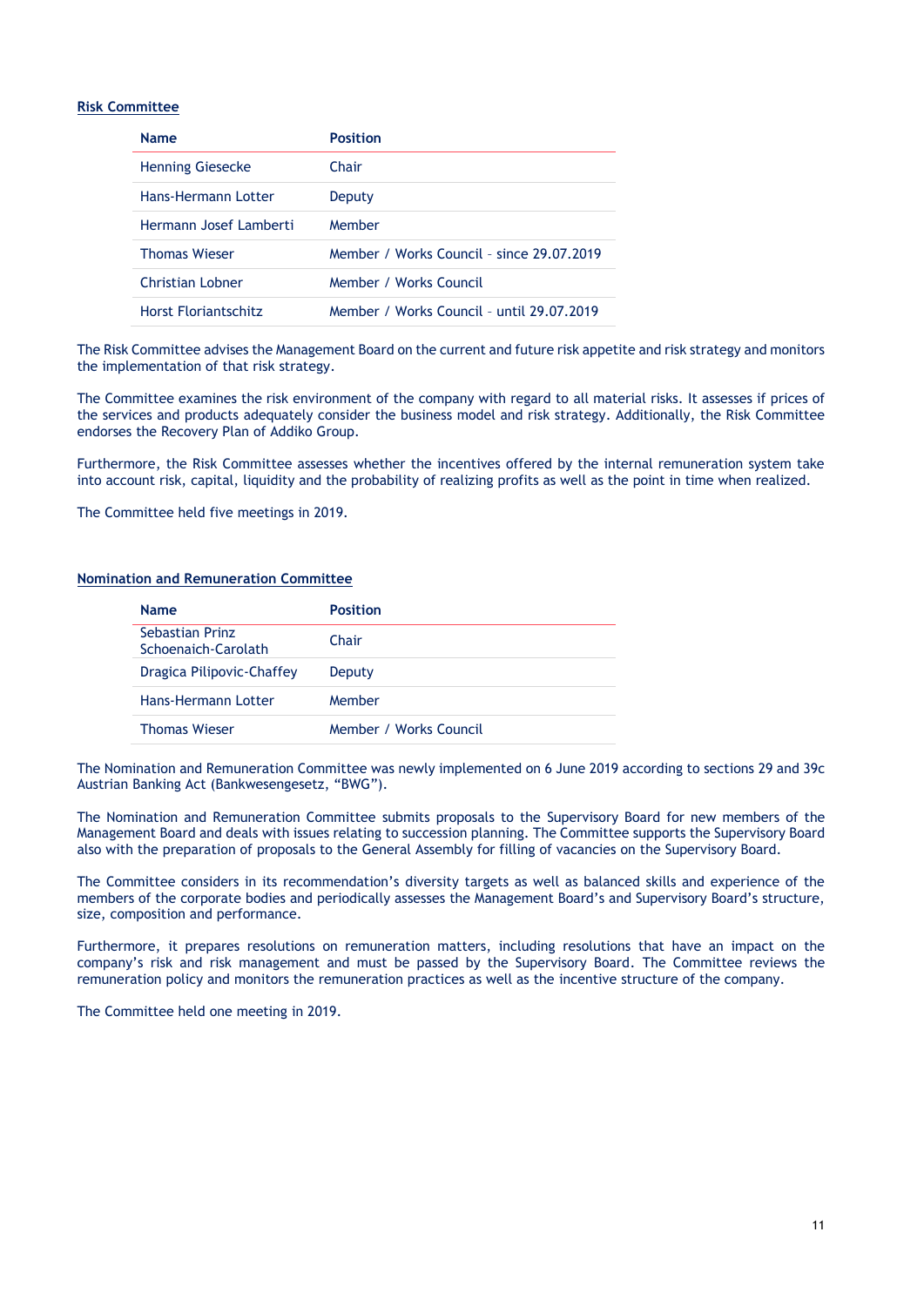**Risk Committee**

| Name | Position |
|---|---|
| Henning Giesecke | Chair |
| Hans-Hermann Lotter | Deputy |
| Hermann Josef Lamberti | Member |
| Thomas Wieser | Member / Works Council - since 29.07.2019 |
| Christian Lobner | Member / Works Council |
| Horst Floriantschitz | Member / Works Council - until 29.07.2019 |

The Risk Committee advises the Management Board on the current and future risk appetite and risk strategy and monitors the implementation of that risk strategy.

The Committee examines the risk environment of the company with regard to all material risks. It assesses if prices of the services and products adequately consider the business model and risk strategy. Additionally, the Risk Committee endorses the Recovery Plan of Addiko Group.

Furthermore, the Risk Committee assesses whether the incentives offered by the internal remuneration system take into account risk, capital, liquidity and the probability of realizing profits as well as the point in time when realized.

The Committee held five meetings in 2019.

**Nomination and Remuneration Committee**

| Name | Position |
|---|---|
| Sebastian Prinz Schoenaich-Carolath | Chair |
| Dragica Pilipovic-Chaffey | Deputy |
| Hans-Hermann Lotter | Member |
| Thomas Wieser | Member / Works Council |

The Nomination and Remuneration Committee was newly implemented on 6 June 2019 according to sections 29 and 39c Austrian Banking Act (Bankwesengesetz, "BWG").

The Nomination and Remuneration Committee submits proposals to the Supervisory Board for new members of the Management Board and deals with issues relating to succession planning. The Committee supports the Supervisory Board also with the preparation of proposals to the General Assembly for filling of vacancies on the Supervisory Board.

The Committee considers in its recommendation's diversity targets as well as balanced skills and experience of the members of the corporate bodies and periodically assesses the Management Board's and Supervisory Board's structure, size, composition and performance.

Furthermore, it prepares resolutions on remuneration matters, including resolutions that have an impact on the company's risk and risk management and must be passed by the Supervisory Board. The Committee reviews the remuneration policy and monitors the remuneration practices as well as the incentive structure of the company.

The Committee held one meeting in 2019.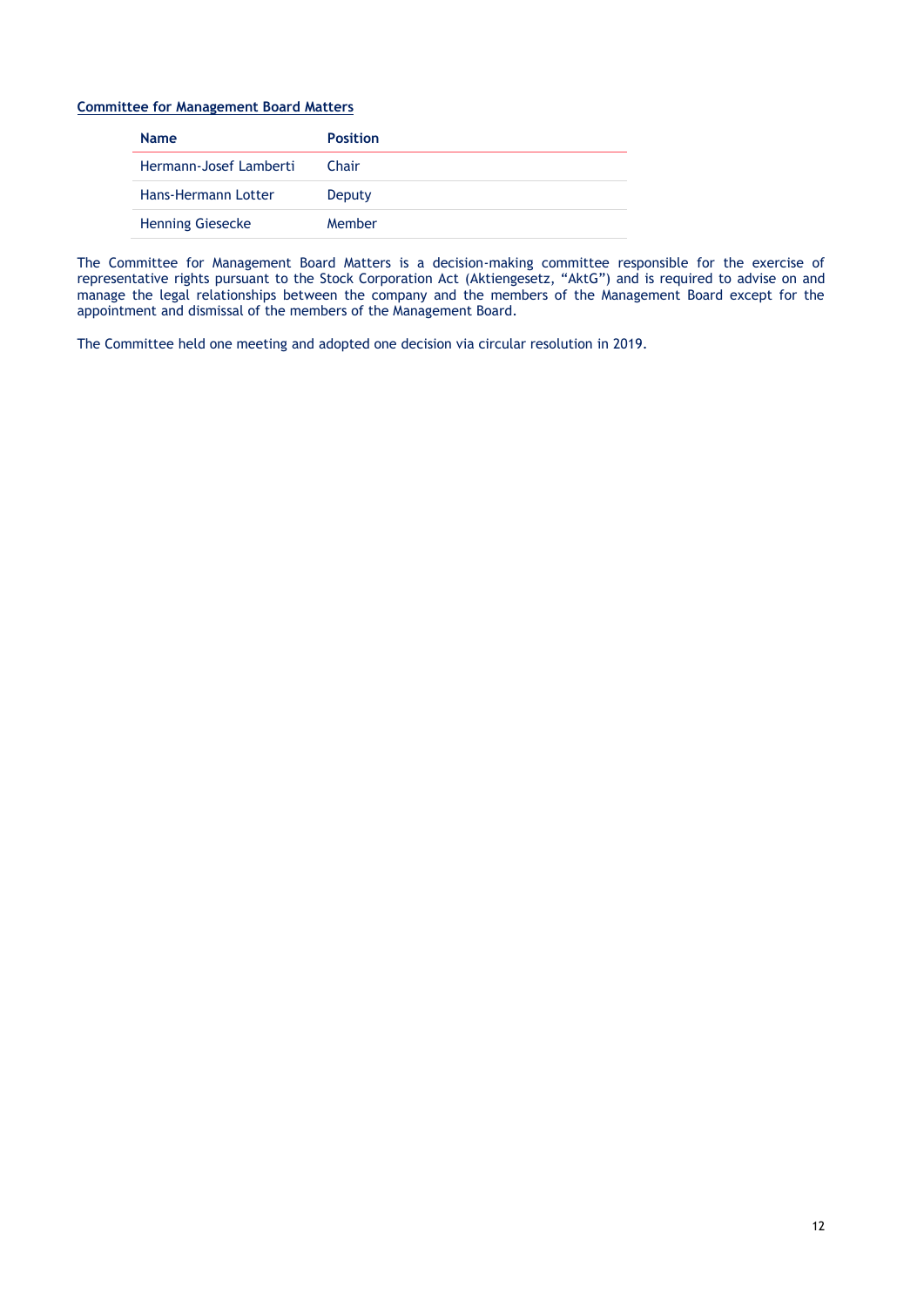**Committee for Management Board Matters**

| Name | Position |
| --- | --- |
| Hermann-Josef Lamberti | Chair |
| Hans-Hermann Lotter | Deputy |
| Henning Giesecke | Member |

The Committee for Management Board Matters is a decision-making committee responsible for the exercise of representative rights pursuant to the Stock Corporation Act (Aktiengesetz, "AktG") and is required to advise on and manage the legal relationships between the company and the members of the Management Board except for the appointment and dismissal of the members of the Management Board.

The Committee held one meeting and adopted one decision via circular resolution in 2019.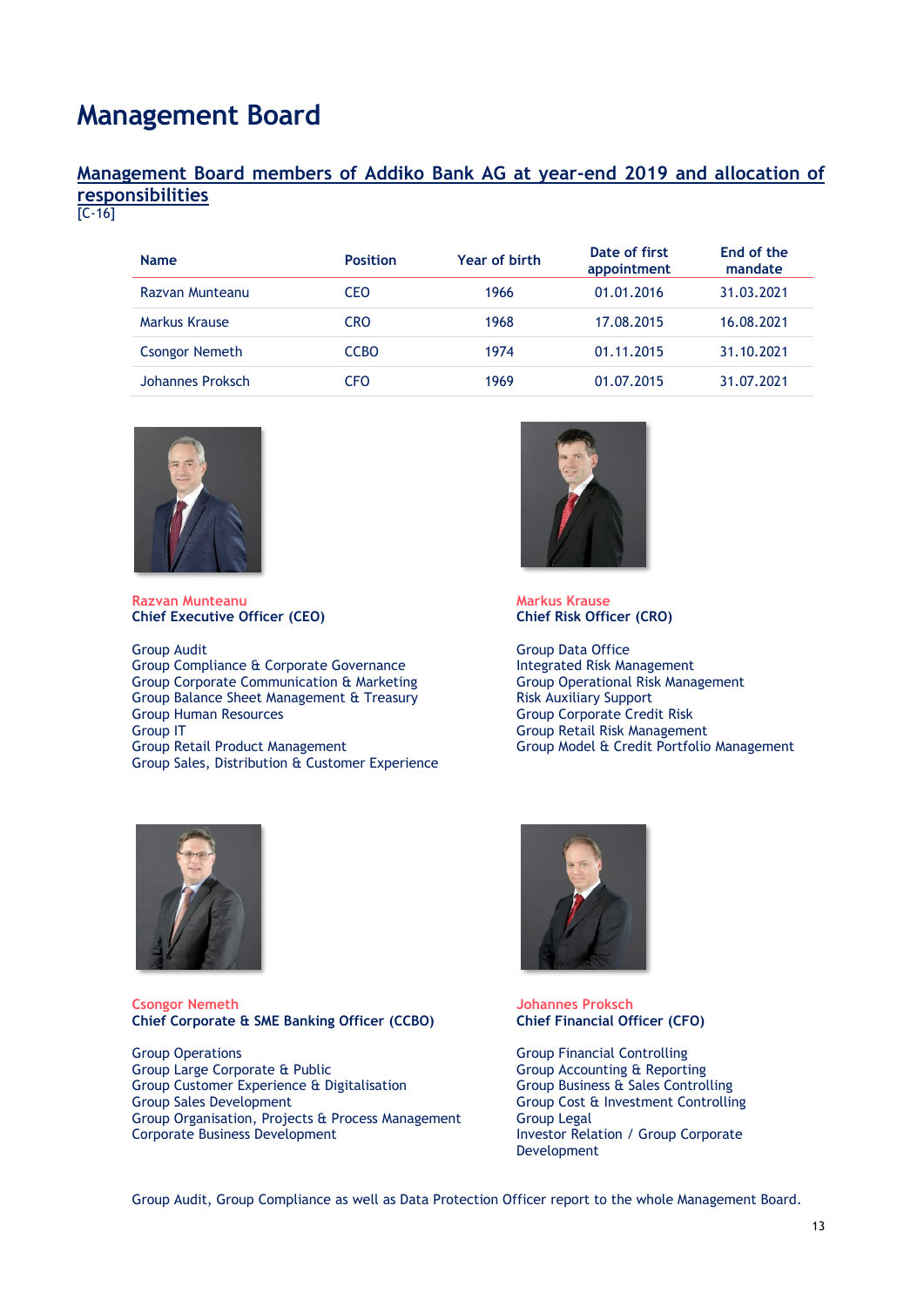# Management Board

## Management Board members of Addiko Bank AG at year-end 2019 and allocation of responsibilities

[C-16]

| Name | Position | Year of birth | Date of first appointment | End of the mandate |
|---|---|---|---|---|
| Razvan Munteanu | CEO | 1966 | 01.01.2016 | 31.03.2021 |
| Markus Krause | CRO | 1968 | 17.08.2015 | 16.08.2021 |
| Csongor Nemeth | CCBO | 1974 | 01.11.2015 | 31.10.2021 |
| Johannes Proksch | CFO | 1969 | 01.07.2015 | 31.07.2021 |

**Razvan Munteanu**
**Chief Executive Officer (CEO)**

Group Audit
Group Compliance & Corporate Governance
Group Corporate Communication & Marketing
Group Balance Sheet Management & Treasury
Group Human Resources
Group IT
Group Retail Product Management
Group Sales, Distribution & Customer Experience

**Markus Krause**
**Chief Risk Officer (CRO)**

Group Data Office
Integrated Risk Management
Group Operational Risk Management
Risk Auxiliary Support
Group Corporate Credit Risk
Group Retail Risk Management
Group Model & Credit Portfolio Management

**Csongor Nemeth**
**Chief Corporate & SME Banking Officer (CCBO)**

Group Operations
Group Large Corporate & Public
Group Customer Experience & Digitalisation
Group Sales Development
Group Organisation, Projects & Process Management
Corporate Business Development

**Johannes Proksch**
**Chief Financial Officer (CFO)**

Group Financial Controlling
Group Accounting & Reporting
Group Business & Sales Controlling
Group Cost & Investment Controlling
Group Legal
Investor Relation / Group Corporate Development

Group Audit, Group Compliance as well as Data Protection Officer report to the whole Management Board.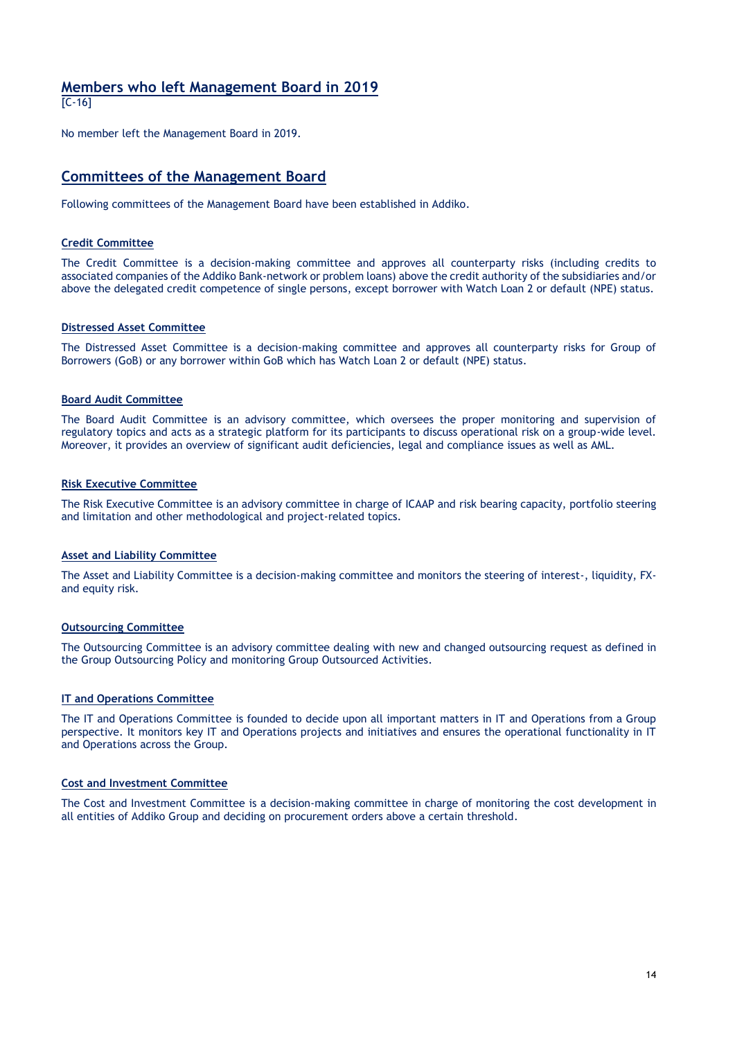## Members who left Management Board in 2019

[C-16]

No member left the Management Board in 2019.

## Committees of the Management Board

Following committees of the Management Board have been established in Addiko.

### Credit Committee

The Credit Committee is a decision-making committee and approves all counterparty risks (including credits to associated companies of the Addiko Bank-network or problem loans) above the credit authority of the subsidiaries and/or above the delegated credit competence of single persons, except borrower with Watch Loan 2 or default (NPE) status.

### Distressed Asset Committee

The Distressed Asset Committee is a decision-making committee and approves all counterparty risks for Group of Borrowers (GoB) or any borrower within GoB which has Watch Loan 2 or default (NPE) status.

### Board Audit Committee

The Board Audit Committee is an advisory committee, which oversees the proper monitoring and supervision of regulatory topics and acts as a strategic platform for its participants to discuss operational risk on a group-wide level. Moreover, it provides an overview of significant audit deficiencies, legal and compliance issues as well as AML.

### Risk Executive Committee

The Risk Executive Committee is an advisory committee in charge of ICAAP and risk bearing capacity, portfolio steering and limitation and other methodological and project-related topics.

### Asset and Liability Committee

The Asset and Liability Committee is a decision-making committee and monitors the steering of interest-, liquidity, FX- and equity risk.

### Outsourcing Committee

The Outsourcing Committee is an advisory committee dealing with new and changed outsourcing request as defined in the Group Outsourcing Policy and monitoring Group Outsourced Activities.

### IT and Operations Committee

The IT and Operations Committee is founded to decide upon all important matters in IT and Operations from a Group perspective. It monitors key IT and Operations projects and initiatives and ensures the operational functionality in IT and Operations across the Group.

### Cost and Investment Committee

The Cost and Investment Committee is a decision-making committee in charge of monitoring the cost development in all entities of Addiko Group and deciding on procurement orders above a certain threshold.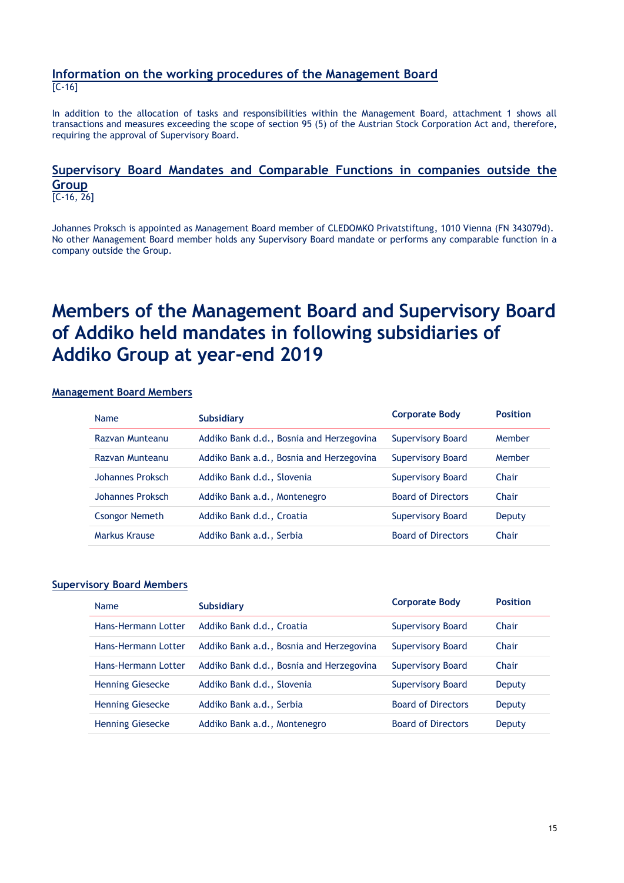## Information on the working procedures of the Management Board

[C-16]

In addition to the allocation of tasks and responsibilities within the Management Board, attachment 1 shows all transactions and measures exceeding the scope of section 95 (5) of the Austrian Stock Corporation Act and, therefore, requiring the approval of Supervisory Board.

## Supervisory Board Mandates and Comparable Functions in companies outside the Group

[C-16, 26]

Johannes Proksch is appointed as Management Board member of CLEDOMKO Privatstiftung, 1010 Vienna (FN 343079d). No other Management Board member holds any Supervisory Board mandate or performs any comparable function in a company outside the Group.

# Members of the Management Board and Supervisory Board of Addiko held mandates in following subsidiaries of Addiko Group at year-end 2019

### Management Board Members

| Name | Subsidiary | Corporate Body | Position |
|---|---|---|---|
| Razvan Munteanu | Addiko Bank d.d., Bosnia and Herzegovina | Supervisory Board | Member |
| Razvan Munteanu | Addiko Bank a.d., Bosnia and Herzegovina | Supervisory Board | Member |
| Johannes Proksch | Addiko Bank d.d., Slovenia | Supervisory Board | Chair |
| Johannes Proksch | Addiko Bank a.d., Montenegro | Board of Directors | Chair |
| Csongor Nemeth | Addiko Bank d.d., Croatia | Supervisory Board | Deputy |
| Markus Krause | Addiko Bank a.d., Serbia | Board of Directors | Chair |

### Supervisory Board Members

| Name | Subsidiary | Corporate Body | Position |
|---|---|---|---|
| Hans-Hermann Lotter | Addiko Bank d.d., Croatia | Supervisory Board | Chair |
| Hans-Hermann Lotter | Addiko Bank a.d., Bosnia and Herzegovina | Supervisory Board | Chair |
| Hans-Hermann Lotter | Addiko Bank d.d., Bosnia and Herzegovina | Supervisory Board | Chair |
| Henning Giesecke | Addiko Bank d.d., Slovenia | Supervisory Board | Deputy |
| Henning Giesecke | Addiko Bank a.d., Serbia | Board of Directors | Deputy |
| Henning Giesecke | Addiko Bank a.d., Montenegro | Board of Directors | Deputy |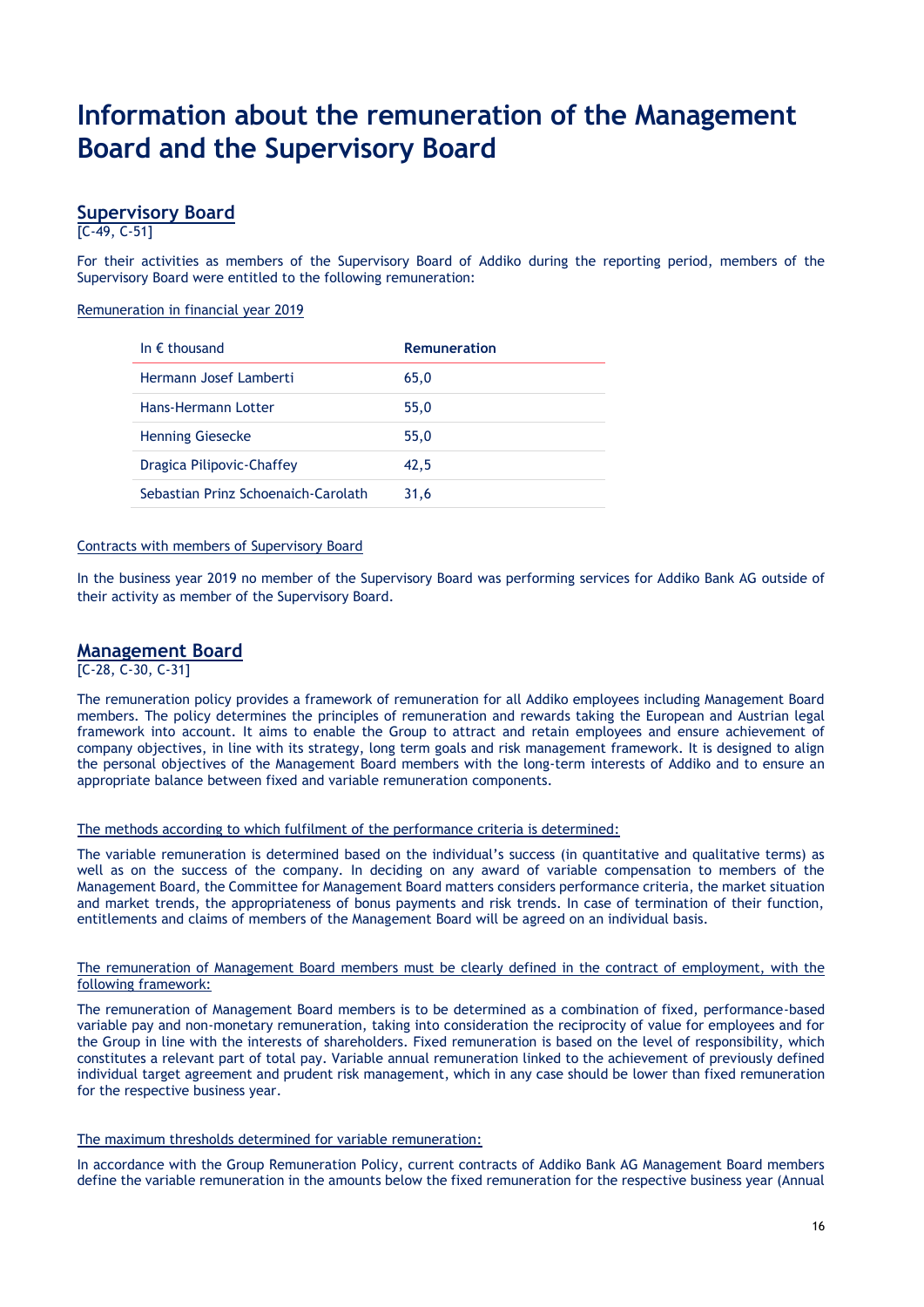# Information about the remuneration of the Management Board and the Supervisory Board

## Supervisory Board

[C-49, C-51]

For their activities as members of the Supervisory Board of Addiko during the reporting period, members of the Supervisory Board were entitled to the following remuneration:

Remuneration in financial year 2019

| In € thousand | **Remuneration** |
|---|---|
| Hermann Josef Lamberti | 65,0 |
| Hans-Hermann Lotter | 55,0 |
| Henning Giesecke | 55,0 |
| Dragica Pilipovic-Chaffey | 42,5 |
| Sebastian Prinz Schoenaich-Carolath | 31,6 |

Contracts with members of Supervisory Board

In the business year 2019 no member of the Supervisory Board was performing services for Addiko Bank AG outside of their activity as member of the Supervisory Board.

## Management Board

[C-28, C-30, C-31]

The remuneration policy provides a framework of remuneration for all Addiko employees including Management Board members. The policy determines the principles of remuneration and rewards taking the European and Austrian legal framework into account. It aims to enable the Group to attract and retain employees and ensure achievement of company objectives, in line with its strategy, long term goals and risk management framework. It is designed to align the personal objectives of the Management Board members with the long-term interests of Addiko and to ensure an appropriate balance between fixed and variable remuneration components.

The methods according to which fulfilment of the performance criteria is determined:

The variable remuneration is determined based on the individual's success (in quantitative and qualitative terms) as well as on the success of the company. In deciding on any award of variable compensation to members of the Management Board, the Committee for Management Board matters considers performance criteria, the market situation and market trends, the appropriateness of bonus payments and risk trends. In case of termination of their function, entitlements and claims of members of the Management Board will be agreed on an individual basis.

The remuneration of Management Board members must be clearly defined in the contract of employment, with the following framework:

The remuneration of Management Board members is to be determined as a combination of fixed, performance-based variable pay and non-monetary remuneration, taking into consideration the reciprocity of value for employees and for the Group in line with the interests of shareholders. Fixed remuneration is based on the level of responsibility, which constitutes a relevant part of total pay. Variable annual remuneration linked to the achievement of previously defined individual target agreement and prudent risk management, which in any case should be lower than fixed remuneration for the respective business year.

The maximum thresholds determined for variable remuneration:

In accordance with the Group Remuneration Policy, current contracts of Addiko Bank AG Management Board members define the variable remuneration in the amounts below the fixed remuneration for the respective business year (Annual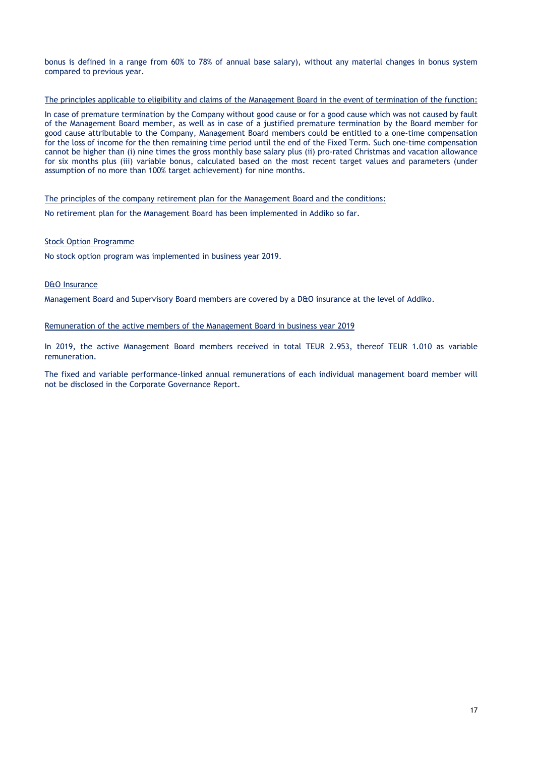bonus is defined in a range from 60% to 78% of annual base salary), without any material changes in bonus system compared to previous year.

The principles applicable to eligibility and claims of the Management Board in the event of termination of the function:

In case of premature termination by the Company without good cause or for a good cause which was not caused by fault of the Management Board member, as well as in case of a justified premature termination by the Board member for good cause attributable to the Company, Management Board members could be entitled to a one-time compensation for the loss of income for the then remaining time period until the end of the Fixed Term. Such one-time compensation cannot be higher than (i) nine times the gross monthly base salary plus (ii) pro-rated Christmas and vacation allowance for six months plus (iii) variable bonus, calculated based on the most recent target values and parameters (under assumption of no more than 100% target achievement) for nine months.

The principles of the company retirement plan for the Management Board and the conditions:

No retirement plan for the Management Board has been implemented in Addiko so far.

Stock Option Programme

No stock option program was implemented in business year 2019.

D&O Insurance

Management Board and Supervisory Board members are covered by a D&O insurance at the level of Addiko.

Remuneration of the active members of the Management Board in business year 2019

In 2019, the active Management Board members received in total TEUR 2.953, thereof TEUR 1.010 as variable remuneration.

The fixed and variable performance-linked annual remunerations of each individual management board member will not be disclosed in the Corporate Governance Report.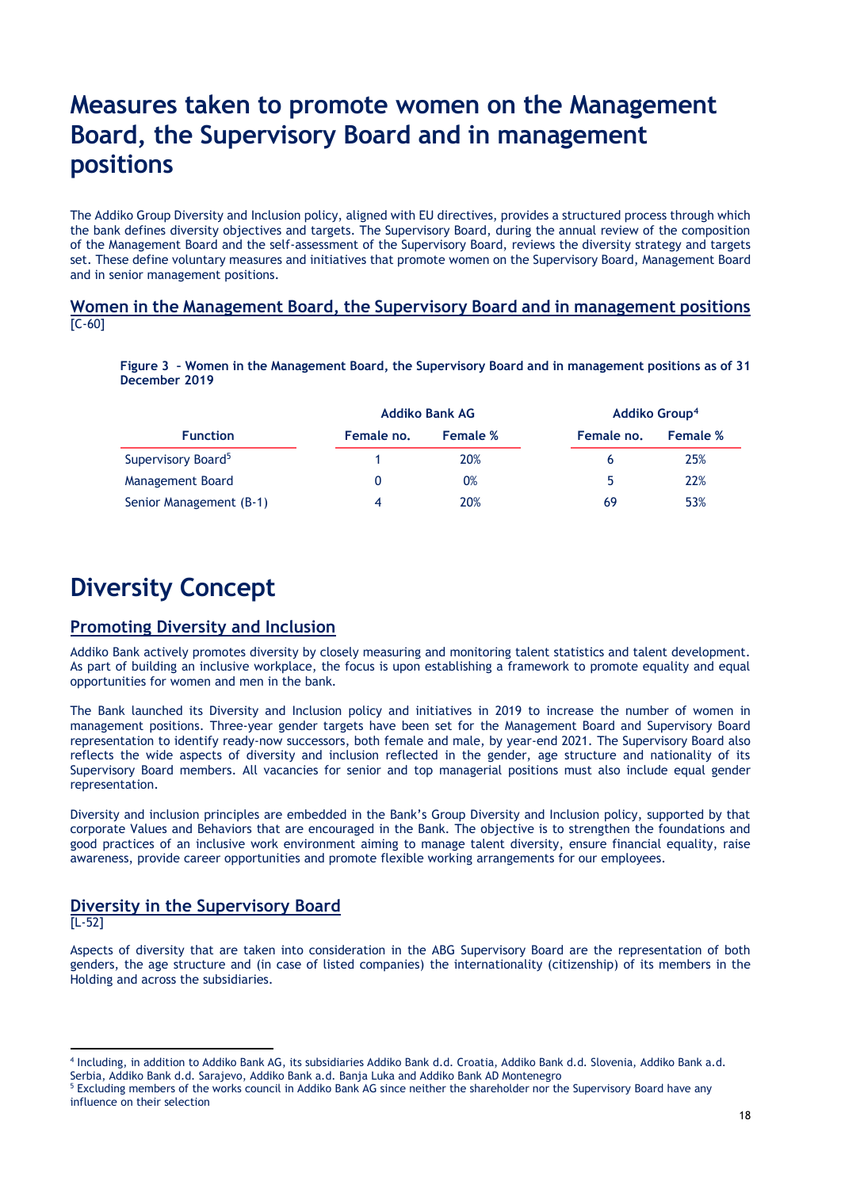# Measures taken to promote women on the Management Board, the Supervisory Board and in management positions

The Addiko Group Diversity and Inclusion policy, aligned with EU directives, provides a structured process through which the bank defines diversity objectives and targets. The Supervisory Board, during the annual review of the composition of the Management Board and the self-assessment of the Supervisory Board, reviews the diversity strategy and targets set. These define voluntary measures and initiatives that promote women on the Supervisory Board, Management Board and in senior management positions.

## Women in the Management Board, the Supervisory Board and in management positions

[C-60]

**Figure 3 – Women in the Management Board, the Supervisory Board and in management positions as of 31 December 2019**

| | Addiko Bank AG | | Addiko Group[4] | |
|---|---|---|---|---|
| Function | Female no. | Female % | Female no. | Female % |
| Supervisory Board[5] | 1 | 20% | 6 | 25% |
| Management Board | 0 | 0% | 5 | 22% |
| Senior Management (B-1) | 4 | 20% | 69 | 53% |

# Diversity Concept

## Promoting Diversity and Inclusion

Addiko Bank actively promotes diversity by closely measuring and monitoring talent statistics and talent development. As part of building an inclusive workplace, the focus is upon establishing a framework to promote equality and equal opportunities for women and men in the bank.

The Bank launched its Diversity and Inclusion policy and initiatives in 2019 to increase the number of women in management positions. Three-year gender targets have been set for the Management Board and Supervisory Board representation to identify ready-now successors, both female and male, by year-end 2021. The Supervisory Board also reflects the wide aspects of diversity and inclusion reflected in the gender, age structure and nationality of its Supervisory Board members. All vacancies for senior and top managerial positions must also include equal gender representation.

Diversity and inclusion principles are embedded in the Bank's Group Diversity and Inclusion policy, supported by that corporate Values and Behaviors that are encouraged in the Bank. The objective is to strengthen the foundations and good practices of an inclusive work environment aiming to manage talent diversity, ensure financial equality, raise awareness, provide career opportunities and promote flexible working arrangements for our employees.

## Diversity in the Supervisory Board

[L-52]

Aspects of diversity that are taken into consideration in the ABG Supervisory Board are the representation of both genders, the age structure and (in case of listed companies) the internationality (citizenship) of its members in the Holding and across the subsidiaries.

---

[4] Including, in addition to Addiko Bank AG, its subsidiaries Addiko Bank d.d. Croatia, Addiko Bank d.d. Slovenia, Addiko Bank a.d. Serbia, Addiko Bank d.d. Sarajevo, Addiko Bank a.d. Banja Luka and Addiko Bank AD Montenegro

[5] Excluding members of the works council in Addiko Bank AG since neither the shareholder nor the Supervisory Board have any influence on their selection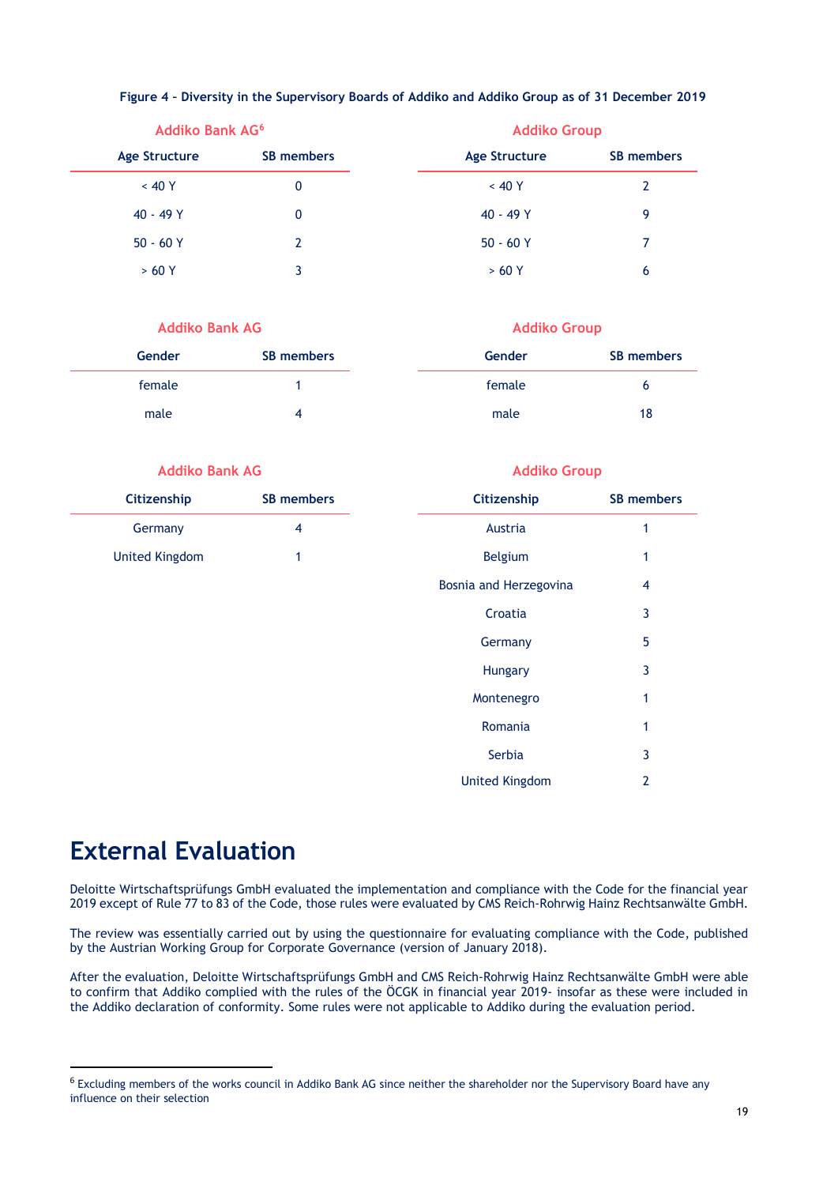**Figure 4 – Diversity in the Supervisory Boards of Addiko and Addiko Group as of 31 December 2019**

**Addiko Bank AG**[6]

| Age Structure | SB members |
|---|---|
| < 40 Y | 0 |
| 40 - 49 Y | 0 |
| 50 - 60 Y | 2 |
| > 60 Y | 3 |

**Addiko Group**

| Age Structure | SB members |
|---|---|
| < 40 Y | 2 |
| 40 - 49 Y | 9 |
| 50 - 60 Y | 7 |
| > 60 Y | 6 |

**Addiko Bank AG**

| Gender | SB members |
|---|---|
| female | 1 |
| male | 4 |

**Addiko Group**

| Gender | SB members |
|---|---|
| female | 6 |
| male | 18 |

**Addiko Bank AG**

| Citizenship | SB members |
|---|---|
| Germany | 4 |
| United Kingdom | 1 |

**Addiko Group**

| Citizenship | SB members |
|---|---|
| Austria | 1 |
| Belgium | 1 |
| Bosnia and Herzegovina | 4 |
| Croatia | 3 |
| Germany | 5 |
| Hungary | 3 |
| Montenegro | 1 |
| Romania | 1 |
| Serbia | 3 |
| United Kingdom | 2 |

# External Evaluation

Deloitte Wirtschaftsprüfungs GmbH evaluated the implementation and compliance with the Code for the financial year 2019 except of Rule 77 to 83 of the Code, those rules were evaluated by CMS Reich-Rohrwig Hainz Rechtsanwälte GmbH.

The review was essentially carried out by using the questionnaire for evaluating compliance with the Code, published by the Austrian Working Group for Corporate Governance (version of January 2018).

After the evaluation, Deloitte Wirtschaftsprüfungs GmbH and CMS Reich-Rohrwig Hainz Rechtsanwälte GmbH were able to confirm that Addiko complied with the rules of the ÖCGK in financial year 2019- insofar as these were included in the Addiko declaration of conformity. Some rules were not applicable to Addiko during the evaluation period.

---

[6] Excluding members of the works council in Addiko Bank AG since neither the shareholder nor the Supervisory Board have any influence on their selection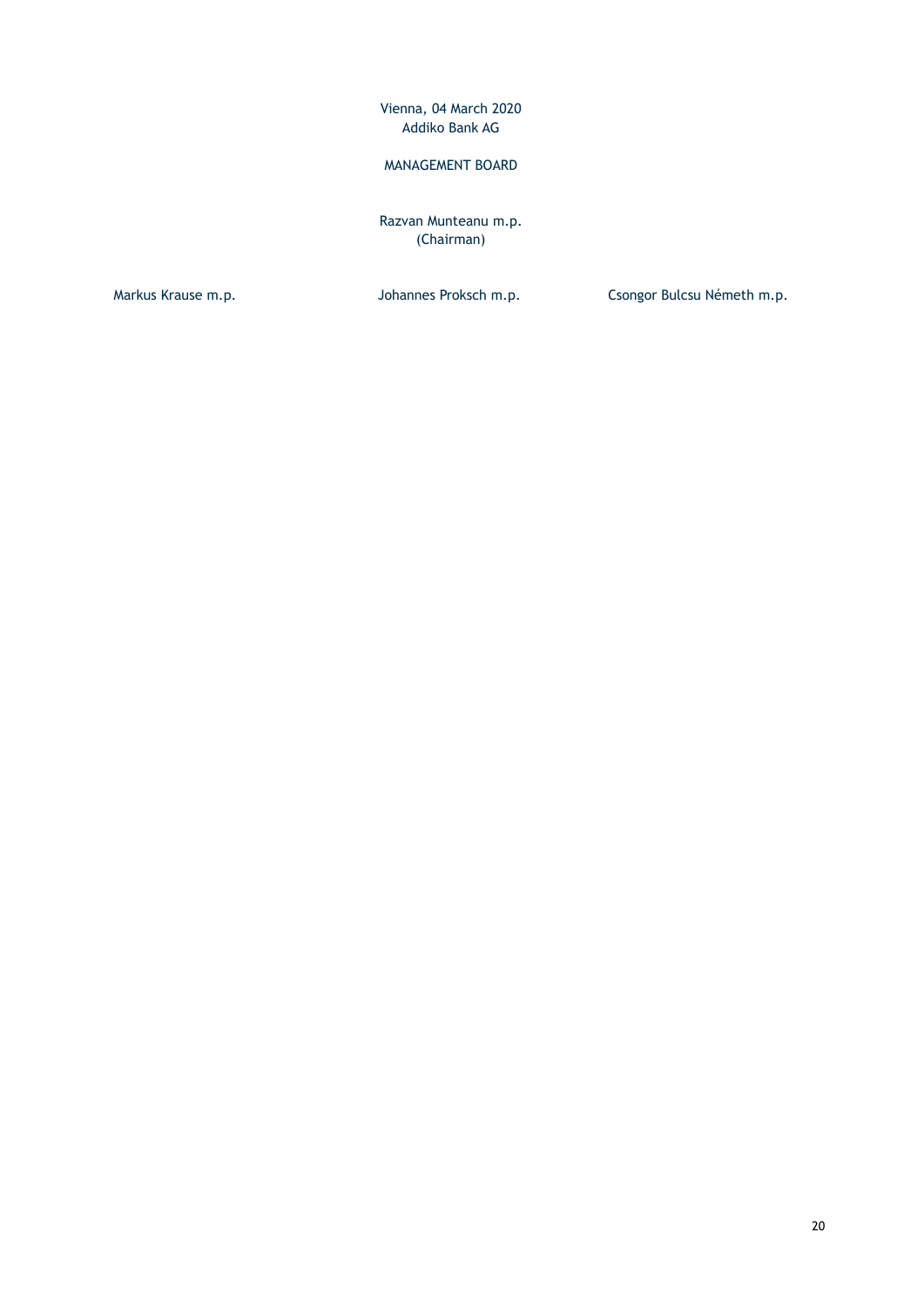Vienna, 04 March 2020
Addiko Bank AG

MANAGEMENT BOARD

Razvan Munteanu m.p.
(Chairman)

Markus Krause m.p.

Johannes Proksch m.p.

Csongor Bulcsu Németh m.p.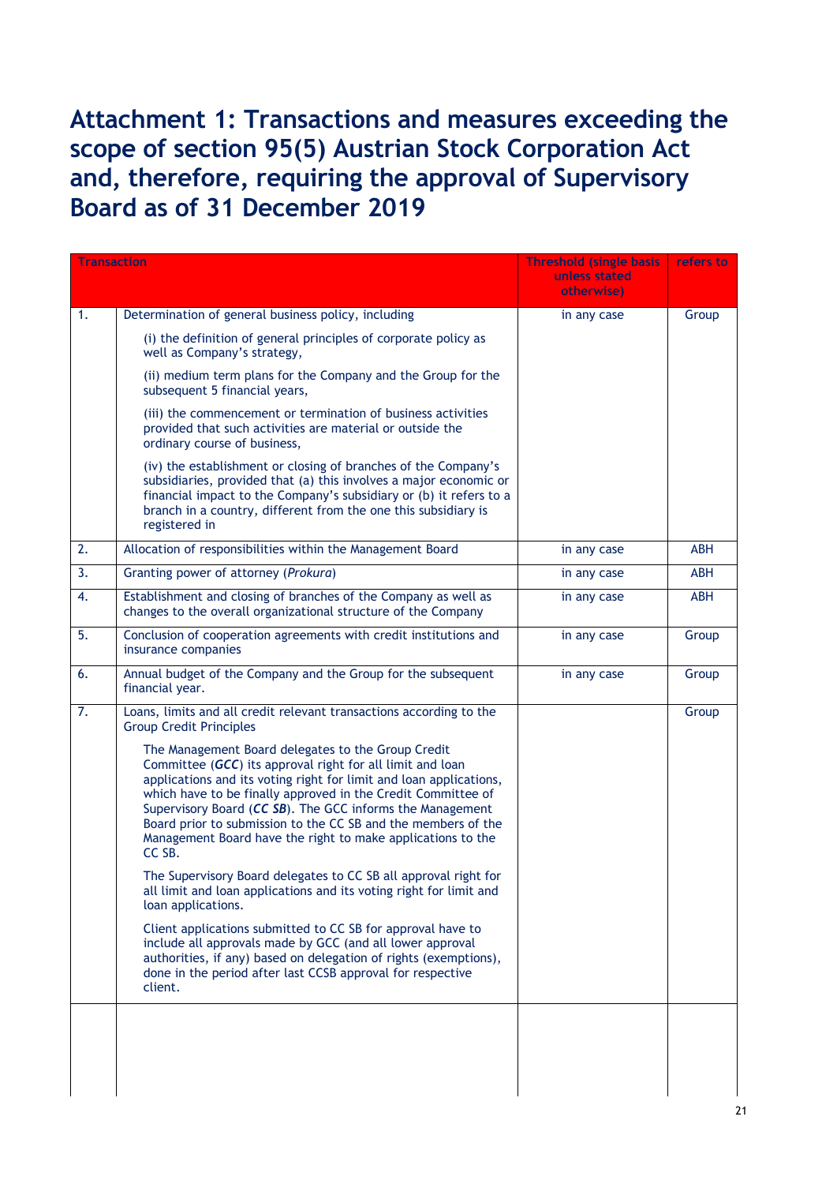# Attachment 1: Transactions and measures exceeding the scope of section 95(5) Austrian Stock Corporation Act and, therefore, requiring the approval of Supervisory Board as of 31 December 2019

| Transaction | | Threshold (single basis unless stated otherwise) | refers to |
|---|---|---|---|
| 1. | Determination of general business policy, including<br><br>(i) the definition of general principles of corporate policy as well as Company's strategy,<br><br>(ii) medium term plans for the Company and the Group for the subsequent 5 financial years,<br><br>(iii) the commencement or termination of business activities provided that such activities are material or outside the ordinary course of business,<br><br>(iv) the establishment or closing of branches of the Company's subsidiaries, provided that (a) this involves a major economic or financial impact to the Company's subsidiary or (b) it refers to a branch in a country, different from the one this subsidiary is registered in | in any case | Group |
| 2. | Allocation of responsibilities within the Management Board | in any case | ABH |
| 3. | Granting power of attorney (*Prokura*) | in any case | ABH |
| 4. | Establishment and closing of branches of the Company as well as changes to the overall organizational structure of the Company | in any case | ABH |
| 5. | Conclusion of cooperation agreements with credit institutions and insurance companies | in any case | Group |
| 6. | Annual budget of the Company and the Group for the subsequent financial year. | in any case | Group |
| 7. | Loans, limits and all credit relevant transactions according to the Group Credit Principles<br><br>The Management Board delegates to the Group Credit Committee (***GCC***) its approval right for all limit and loan applications and its voting right for limit and loan applications, which have to be finally approved in the Credit Committee of Supervisory Board (***CC SB***). The GCC informs the Management Board prior to submission to the CC SB and the members of the Management Board have the right to make applications to the CC SB.<br><br>The Supervisory Board delegates to CC SB all approval right for all limit and loan applications and its voting right for limit and loan applications.<br><br>Client applications submitted to CC SB for approval have to include all approvals made by GCC (and all lower approval authorities, if any) based on delegation of rights (exemptions), done in the period after last CCSB approval for respective client. | | Group |
| | | | |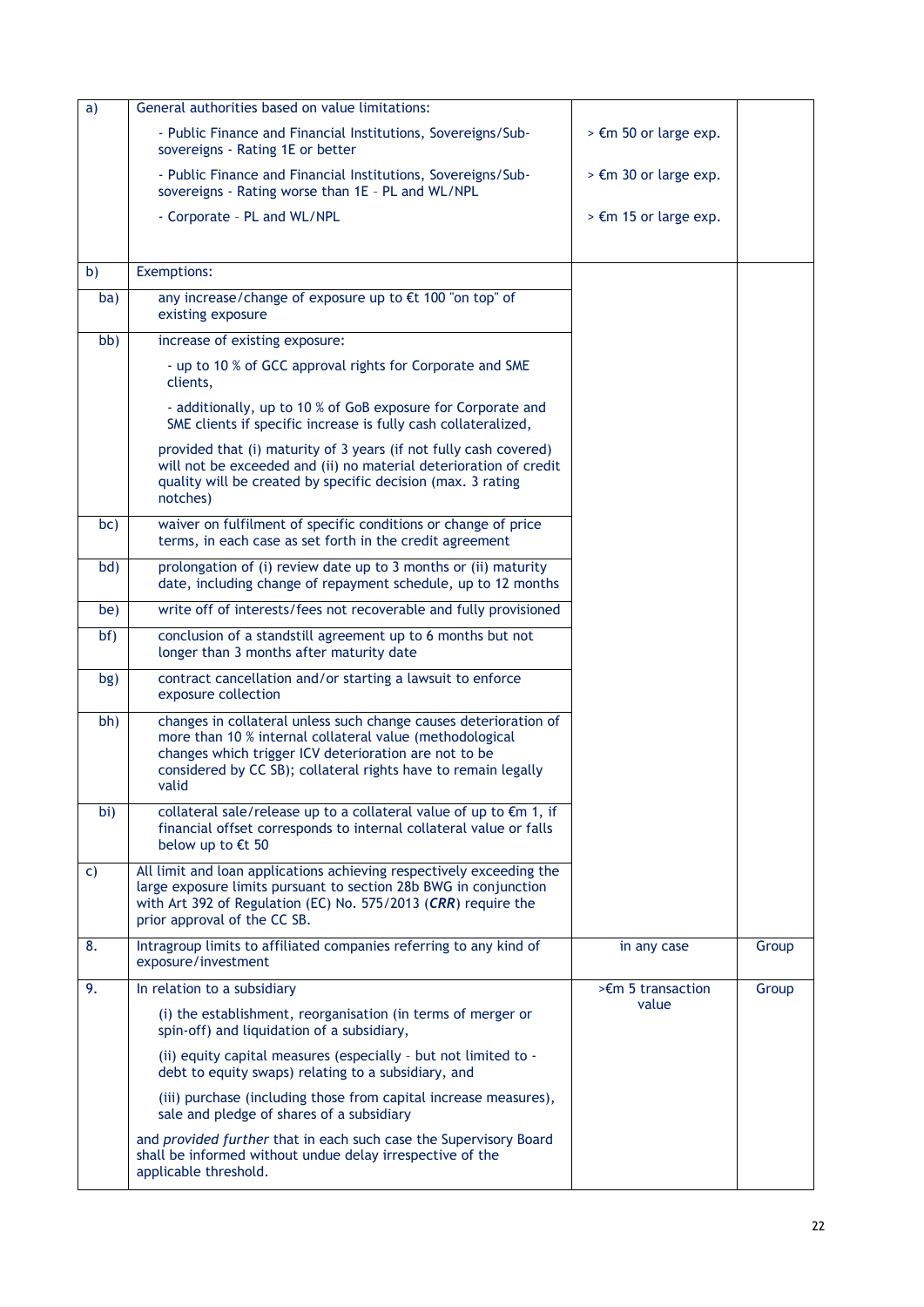| | | | |
|---|---|---|---|
| a) | General authorities based on value limitations:<br><br>- Public Finance and Financial Institutions, Sovereigns/Sub-sovereigns - Rating 1E or better<br><br>- Public Finance and Financial Institutions, Sovereigns/Sub-sovereigns - Rating worse than 1E - PL and WL/NPL<br><br>- Corporate - PL and WL/NPL | <br><br>> €m 50 or large exp.<br><br>> €m 30 or large exp.<br><br>> €m 15 or large exp. | |
| b) | Exemptions: | | |
| ba) | any increase/change of exposure up to €t 100 "on top" of existing exposure | | |
| bb) | increase of existing exposure:<br><br>- up to 10 % of GCC approval rights for Corporate and SME clients,<br><br>- additionally, up to 10 % of GoB exposure for Corporate and SME clients if specific increase is fully cash collateralized,<br><br>provided that (i) maturity of 3 years (if not fully cash covered) will not be exceeded and (ii) no material deterioration of credit quality will be created by specific decision (max. 3 rating notches) | | |
| bc) | waiver on fulfilment of specific conditions or change of price terms, in each case as set forth in the credit agreement | | |
| bd) | prolongation of (i) review date up to 3 months or (ii) maturity date, including change of repayment schedule, up to 12 months | | |
| be) | write off of interests/fees not recoverable and fully provisioned | | |
| bf) | conclusion of a standstill agreement up to 6 months but not longer than 3 months after maturity date | | |
| bg) | contract cancellation and/or starting a lawsuit to enforce exposure collection | | |
| bh) | changes in collateral unless such change causes deterioration of more than 10 % internal collateral value (methodological changes which trigger ICV deterioration are not to be considered by CC SB); collateral rights have to remain legally valid | | |
| bi) | collateral sale/release up to a collateral value of up to €m 1, if financial offset corresponds to internal collateral value or falls below up to €t 50 | | |
| c) | All limit and loan applications achieving respectively exceeding the large exposure limits pursuant to section 28b BWG in conjunction with Art 392 of Regulation (EC) No. 575/2013 (***CRR***) require the prior approval of the CC SB. | | |
| 8. | Intragroup limits to affiliated companies referring to any kind of exposure/investment | in any case | Group |
| 9. | In relation to a subsidiary<br><br>(i) the establishment, reorganisation (in terms of merger or spin-off) and liquidation of a subsidiary,<br><br>(ii) equity capital measures (especially - but not limited to - debt to equity swaps) relating to a subsidiary, and<br><br>(iii) purchase (including those from capital increase measures), sale and pledge of shares of a subsidiary<br><br>and *provided further* that in each such case the Supervisory Board shall be informed without undue delay irrespective of the applicable threshold. | >€m 5 transaction value | Group |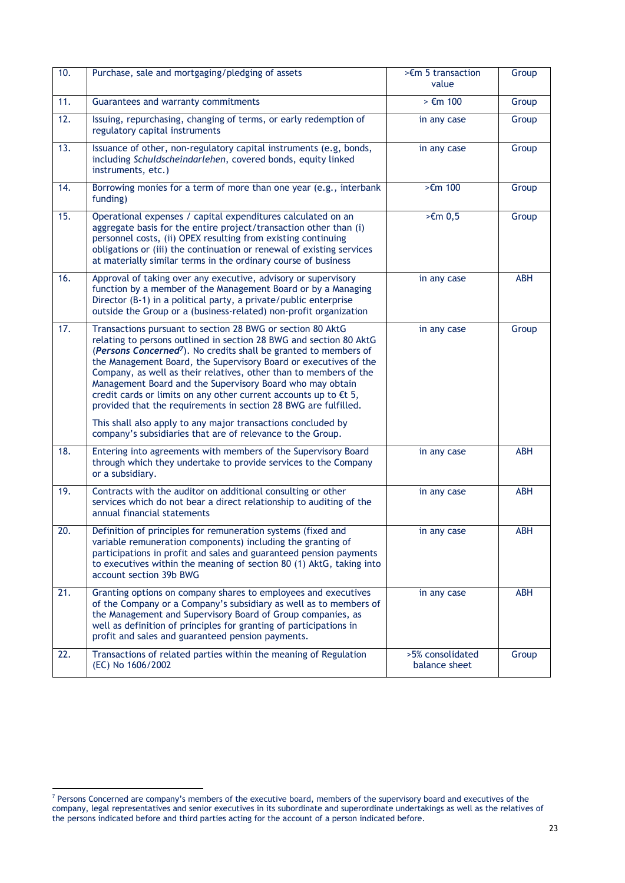| | | | |
|---|---|---|---|
| 10. | Purchase, sale and mortgaging/pledging of assets | >€m 5 transaction value | Group |
| 11. | Guarantees and warranty commitments | > €m 100 | Group |
| 12. | Issuing, repurchasing, changing of terms, or early redemption of regulatory capital instruments | in any case | Group |
| 13. | Issuance of other, non-regulatory capital instruments (e.g, bonds, including *Schuldscheindarlehen*, covered bonds, equity linked instruments, etc.) | in any case | Group |
| 14. | Borrowing monies for a term of more than one year (e.g., interbank funding) | >€m 100 | Group |
| 15. | Operational expenses / capital expenditures calculated on an aggregate basis for the entire project/transaction other than (i) personnel costs, (ii) OPEX resulting from existing continuing obligations or (iii) the continuation or renewal of existing services at materially similar terms in the ordinary course of business | >€m 0,5 | Group |
| 16. | Approval of taking over any executive, advisory or supervisory function by a member of the Management Board or by a Managing Director (B-1) in a political party, a private/public enterprise outside the Group or a (business-related) non-profit organization | in any case | ABH |
| 17. | Transactions pursuant to section 28 BWG or section 80 AktG relating to persons outlined in section 28 BWG and section 80 AktG (***Persons Concerned***[7]). No credits shall be granted to members of the Management Board, the Supervisory Board or executives of the Company, as well as their relatives, other than to members of the Management Board and the Supervisory Board who may obtain credit cards or limits on any other current accounts up to €t 5, provided that the requirements in section 28 BWG are fulfilled.<br><br>This shall also apply to any major transactions concluded by company's subsidiaries that are of relevance to the Group. | in any case | Group |
| 18. | Entering into agreements with members of the Supervisory Board through which they undertake to provide services to the Company or a subsidiary. | in any case | ABH |
| 19. | Contracts with the auditor on additional consulting or other services which do not bear a direct relationship to auditing of the annual financial statements | in any case | ABH |
| 20. | Definition of principles for remuneration systems (fixed and variable remuneration components) including the granting of participations in profit and sales and guaranteed pension payments to executives within the meaning of section 80 (1) AktG, taking into account section 39b BWG | in any case | ABH |
| 21. | Granting options on company shares to employees and executives of the Company or a Company's subsidiary as well as to members of the Management and Supervisory Board of Group companies, as well as definition of principles for granting of participations in profit and sales and guaranteed pension payments. | in any case | ABH |
| 22. | Transactions of related parties within the meaning of Regulation (EC) No 1606/2002 | >5% consolidated balance sheet | Group |

[7] Persons Concerned are company's members of the executive board, members of the supervisory board and executives of the company, legal representatives and senior executives in its subordinate and superordinate undertakings as well as the relatives of the persons indicated before and third parties acting for the account of a person indicated before.